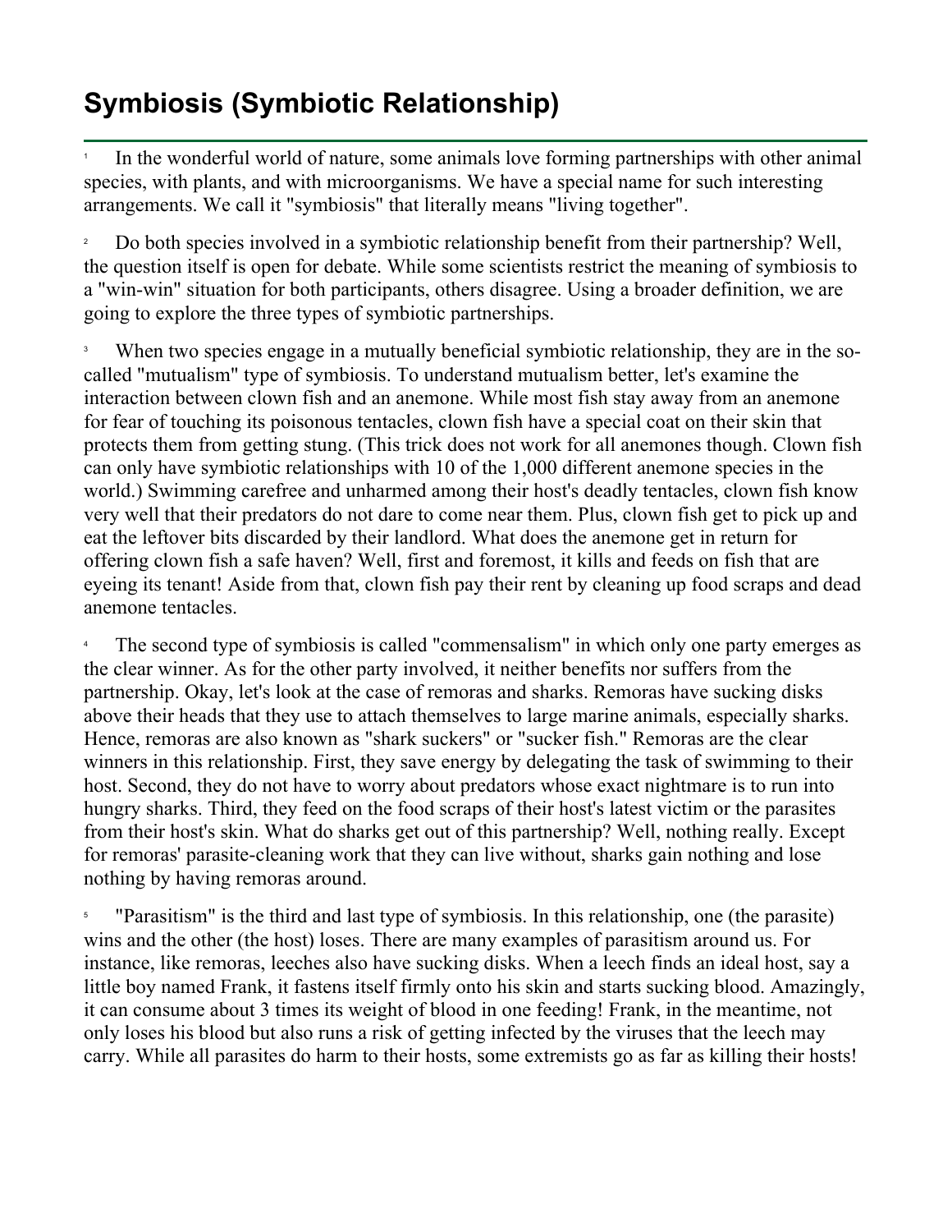# Symbiosis (Symbiotic Relationship)

[1] In the wonderful world of nature, some animals love forming partnerships with other animal species, with plants, and with microorganisms. We have a special name for such interesting arrangements. We call it "symbiosis" that literally means "living together".

[2] Do both species involved in a symbiotic relationship benefit from their partnership? Well, the question itself is open for debate. While some scientists restrict the meaning of symbiosis to a "win-win" situation for both participants, others disagree. Using a broader definition, we are going to explore the three types of symbiotic partnerships.

[3] When two species engage in a mutually beneficial symbiotic relationship, they are in the so-called "mutualism" type of symbiosis. To understand mutualism better, let's examine the interaction between clown fish and an anemone. While most fish stay away from an anemone for fear of touching its poisonous tentacles, clown fish have a special coat on their skin that protects them from getting stung. (This trick does not work for all anemones though. Clown fish can only have symbiotic relationships with 10 of the 1,000 different anemone species in the world.) Swimming carefree and unharmed among their host's deadly tentacles, clown fish know very well that their predators do not dare to come near them. Plus, clown fish get to pick up and eat the leftover bits discarded by their landlord. What does the anemone get in return for offering clown fish a safe haven? Well, first and foremost, it kills and feeds on fish that are eyeing its tenant! Aside from that, clown fish pay their rent by cleaning up food scraps and dead anemone tentacles.

[4] The second type of symbiosis is called "commensalism" in which only one party emerges as the clear winner. As for the other party involved, it neither benefits nor suffers from the partnership. Okay, let's look at the case of remoras and sharks. Remoras have sucking disks above their heads that they use to attach themselves to large marine animals, especially sharks. Hence, remoras are also known as "shark suckers" or "sucker fish." Remoras are the clear winners in this relationship. First, they save energy by delegating the task of swimming to their host. Second, they do not have to worry about predators whose exact nightmare is to run into hungry sharks. Third, they feed on the food scraps of their host's latest victim or the parasites from their host's skin. What do sharks get out of this partnership? Well, nothing really. Except for remoras' parasite-cleaning work that they can live without, sharks gain nothing and lose nothing by having remoras around.

[5] "Parasitism" is the third and last type of symbiosis. In this relationship, one (the parasite) wins and the other (the host) loses. There are many examples of parasitism around us. For instance, like remoras, leeches also have sucking disks. When a leech finds an ideal host, say a little boy named Frank, it fastens itself firmly onto his skin and starts sucking blood. Amazingly, it can consume about 3 times its weight of blood in one feeding! Frank, in the meantime, not only loses his blood but also runs a risk of getting infected by the viruses that the leech may carry. While all parasites do harm to their hosts, some extremists go as far as killing their hosts!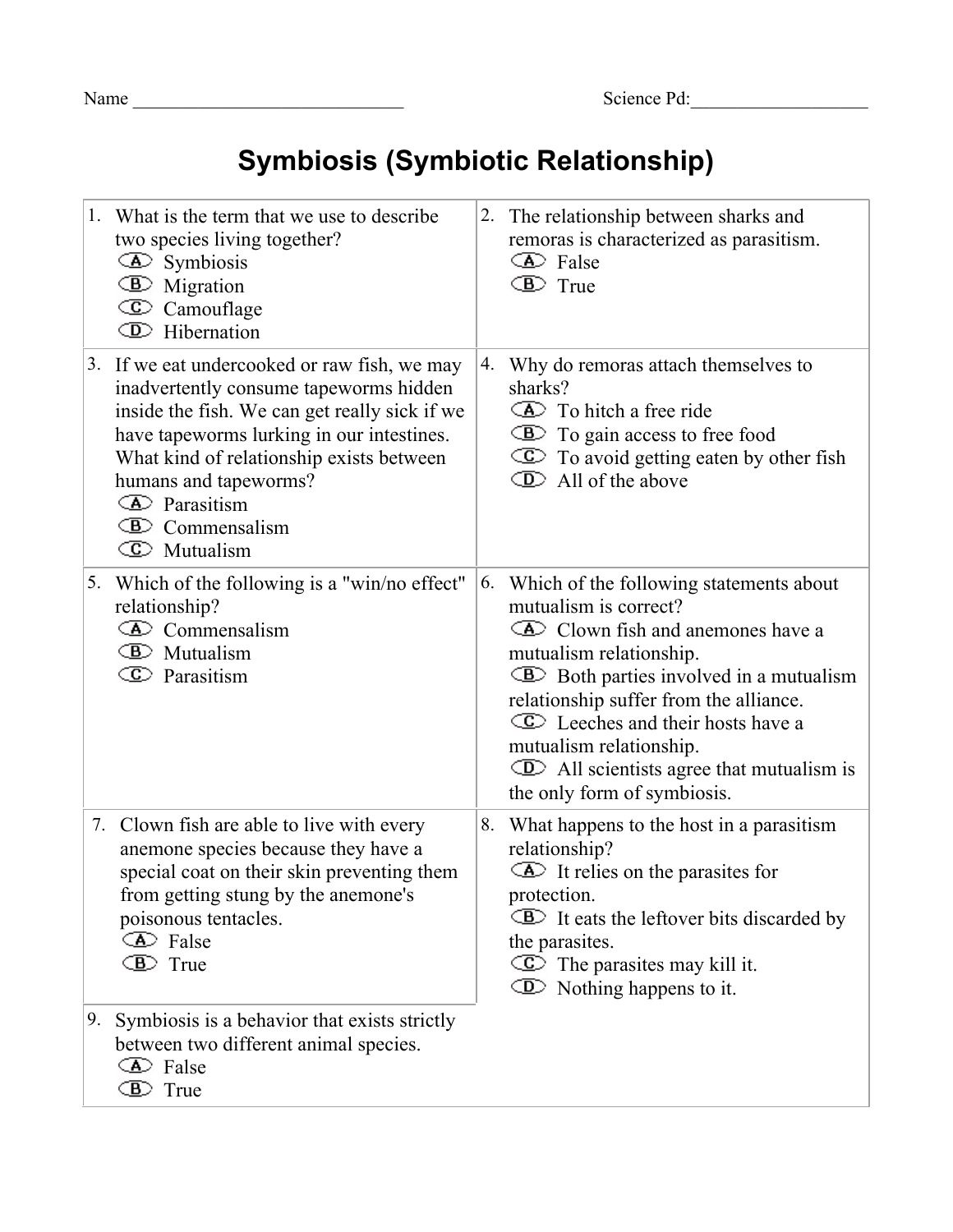Name ______________________________ Science Pd:___________________

# Symbiosis (Symbiotic Relationship)

1. What is the term that we use to describe two species living together?
   - (A) Symbiosis
   - (B) Migration
   - (C) Camouflage
   - (D) Hibernation

2. The relationship between sharks and remoras is characterized as parasitism.
   - (A) False
   - (B) True

3. If we eat undercooked or raw fish, we may inadvertently consume tapeworms hidden inside the fish. We can get really sick if we have tapeworms lurking in our intestines. What kind of relationship exists between humans and tapeworms?
   - (A) Parasitism
   - (B) Commensalism
   - (C) Mutualism

4. Why do remoras attach themselves to sharks?
   - (A) To hitch a free ride
   - (B) To gain access to free food
   - (C) To avoid getting eaten by other fish
   - (D) All of the above

5. Which of the following is a "win/no effect" relationship?
   - (A) Commensalism
   - (B) Mutualism
   - (C) Parasitism

6. Which of the following statements about mutualism is correct?
   - (A) Clown fish and anemones have a mutualism relationship.
   - (B) Both parties involved in a mutualism relationship suffer from the alliance.
   - (C) Leeches and their hosts have a mutualism relationship.
   - (D) All scientists agree that mutualism is the only form of symbiosis.

7. Clown fish are able to live with every anemone species because they have a special coat on their skin preventing them from getting stung by the anemone's poisonous tentacles.
   - (A) False
   - (B) True

8. What happens to the host in a parasitism relationship?
   - (A) It relies on the parasites for protection.
   - (B) It eats the leftover bits discarded by the parasites.
   - (C) The parasites may kill it.
   - (D) Nothing happens to it.

9. Symbiosis is a behavior that exists strictly between two different animal species.
   - (A) False
   - (B) True